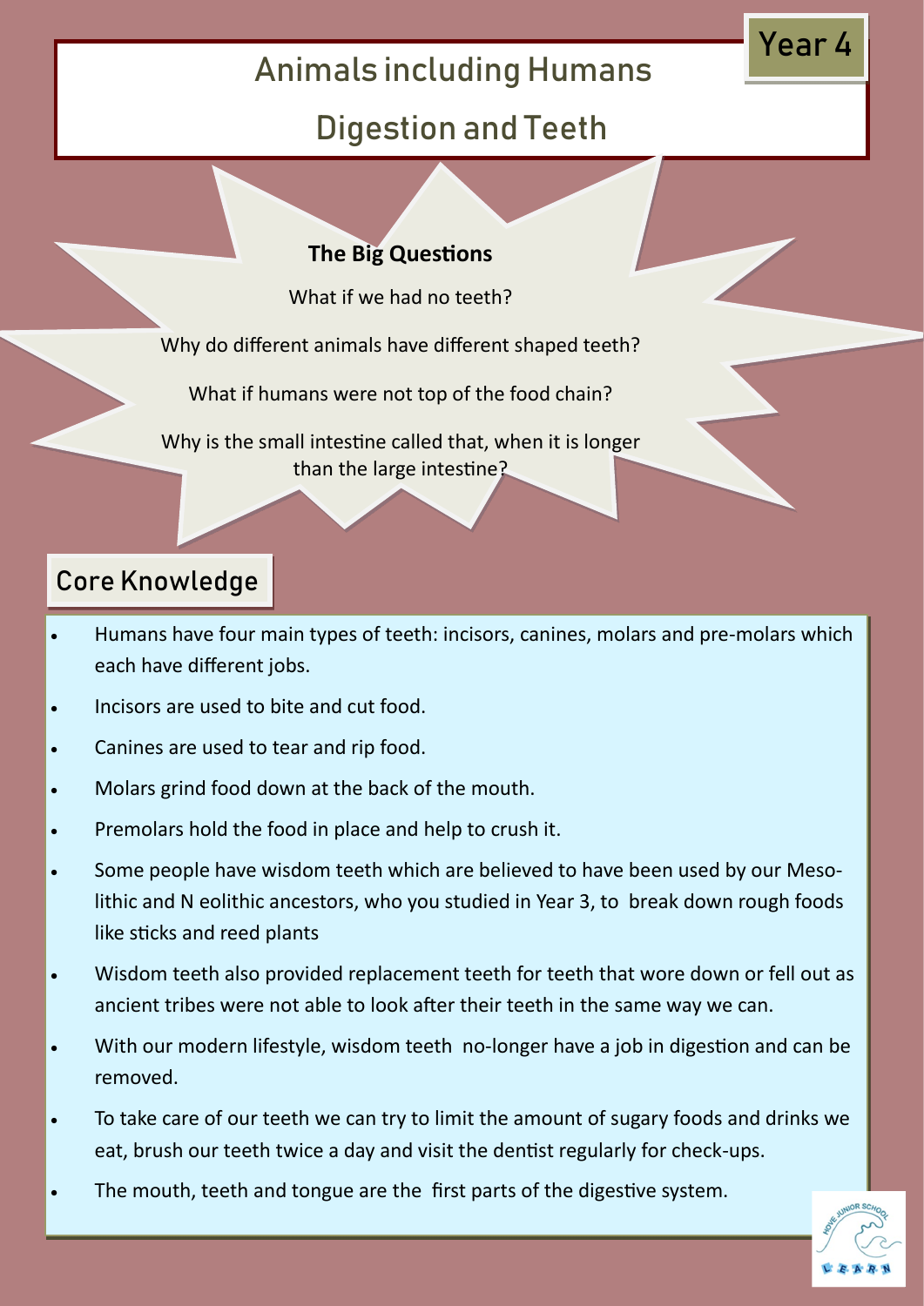# Animals including Humans

# Digestion and Teeth

Year 4

**The Big Questions**

What if we had no teeth?

Why do different animals have different shaped teeth?

What if humans were not top of the food chain?

Why is the small intestine called that, when it is longer than the large intestine?

## Core Knowledge

- Humans have four main types of teeth: incisors, canines, molars and pre-molars which each have different jobs.
- Incisors are used to bite and cut food.
- Canines are used to tear and rip food.
- Molars grind food down at the back of the mouth.
- Premolars hold the food in place and help to crush it.
- Some people have wisdom teeth which are believed to have been used by our Meso-lithic and N eolithic ancestors, who you studied in Year 3, to break down rough foods like sticks and reed plants
- Wisdom teeth also provided replacement teeth for teeth that wore down or fell out as ancient tribes were not able to look after their teeth in the same way we can.
- With our modern lifestyle, wisdom teeth no-longer have a job in digestion and can be removed.
- To take care of our teeth we can try to limit the amount of sugary foods and drinks we eat, brush our teeth twice a day and visit the dentist regularly for check-ups.
- The mouth, teeth and tongue are the first parts of the digestive system.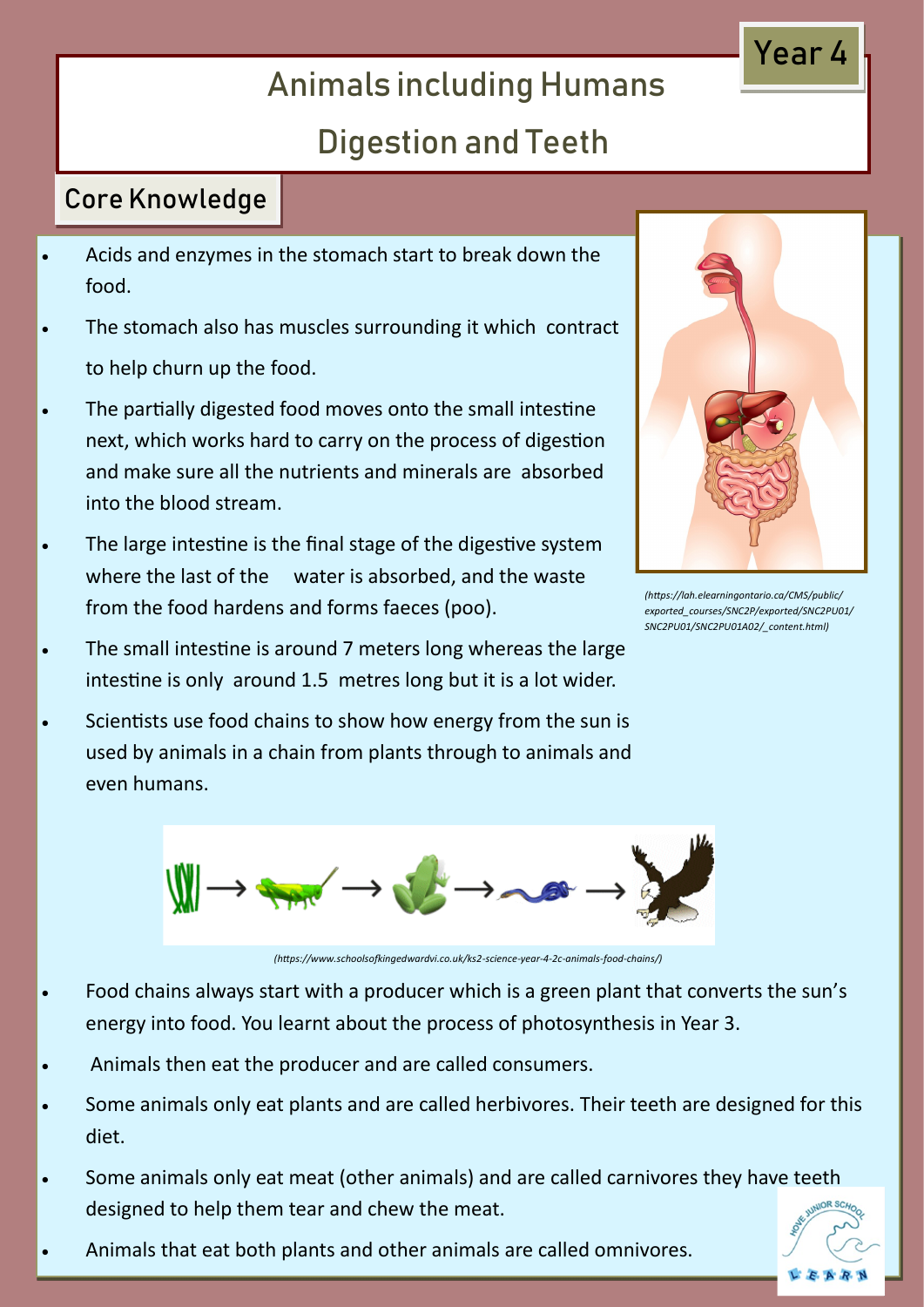Year 4

# Animals including Humans

## Digestion and Teeth

### Core Knowledge

- Acids and enzymes in the stomach start to break down the food.
- The stomach also has muscles surrounding it which contract to help churn up the food.
- The partially digested food moves onto the small intestine next, which works hard to carry on the process of digestion and make sure all the nutrients and minerals are absorbed into the blood stream.
- The large intestine is the final stage of the digestive system where the last of the water is absorbed, and the waste from the food hardens and forms faeces (poo).
- The small intestine is around 7 meters long whereas the large intestine is only around 1.5 metres long but it is a lot wider.
- Scientists use food chains to show how energy from the sun is used by animals in a chain from plants through to animals and even humans.

*(https://lah.elearningontario.ca/CMS/public/exported_courses/SNC2P/exported/SNC2PU01/SNC2PU01/SNC2PU01A02/_content.html)*

*(https://www.schoolsofkingedwardvi.co.uk/ks2-science-year-4-2c-animals-food-chains/)*

- Food chains always start with a producer which is a green plant that converts the sun's energy into food. You learnt about the process of photosynthesis in Year 3.
- Animals then eat the producer and are called consumers.
- Some animals only eat plants and are called herbivores. Their teeth are designed for this diet.
- Some animals only eat meat (other animals) and are called carnivores they have teeth designed to help them tear and chew the meat.
- Animals that eat both plants and other animals are called omnivores.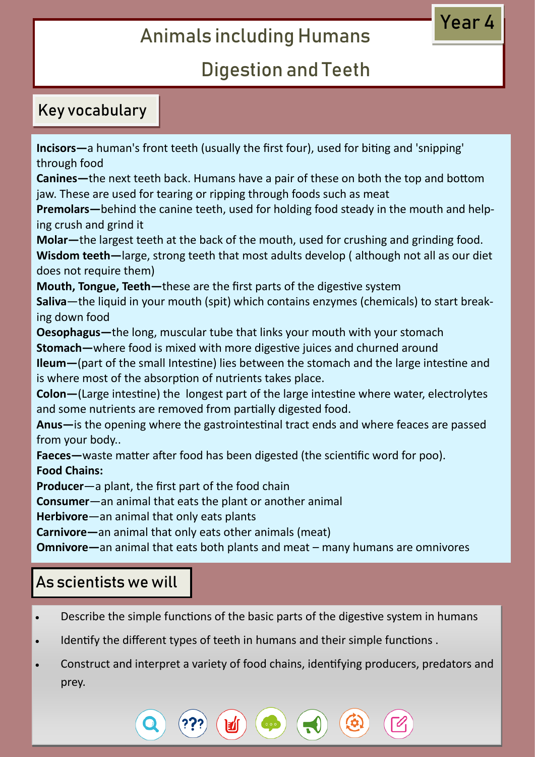Year 4

# Animals including Humans

# Digestion and Teeth

## Key vocabulary

**Incisors—**a human's front teeth (usually the first four), used for biting and 'snipping' through food

**Canines—**the next teeth back. Humans have a pair of these on both the top and bottom jaw. These are used for tearing or ripping through foods such as meat

**Premolars—**behind the canine teeth, used for holding food steady in the mouth and helping crush and grind it

**Molar—**the largest teeth at the back of the mouth, used for crushing and grinding food.

**Wisdom teeth—**large, strong teeth that most adults develop ( although not all as our diet does not require them)

**Mouth, Tongue, Teeth—**these are the first parts of the digestive system

**Saliva**—the liquid in your mouth (spit) which contains enzymes (chemicals) to start breaking down food

**Oesophagus—**the long, muscular tube that links your mouth with your stomach

**Stomach—**where food is mixed with more digestive juices and churned around

**Ileum—**(part of the small Intestine) lies between the stomach and the large intestine and is where most of the absorption of nutrients takes place.

**Colon—**(Large intestine) the longest part of the large intestine where water, electrolytes and some nutrients are removed from partially digested food.

**Anus—**is the opening where the gastrointestinal tract ends and where feaces are passed from your body..

**Faeces—**waste matter after food has been digested (the scientific word for poo).

**Food Chains:**

**Producer**—a plant, the first part of the food chain

**Consumer**—an animal that eats the plant or another animal

**Herbivore**—an animal that only eats plants

**Carnivore—**an animal that only eats other animals (meat)

**Omnivore—**an animal that eats both plants and meat – many humans are omnivores

## As scientists we will

- Describe the simple functions of the basic parts of the digestive system in humans
- Identify the different types of teeth in humans and their simple functions .
- Construct and interpret a variety of food chains, identifying producers, predators and prey.